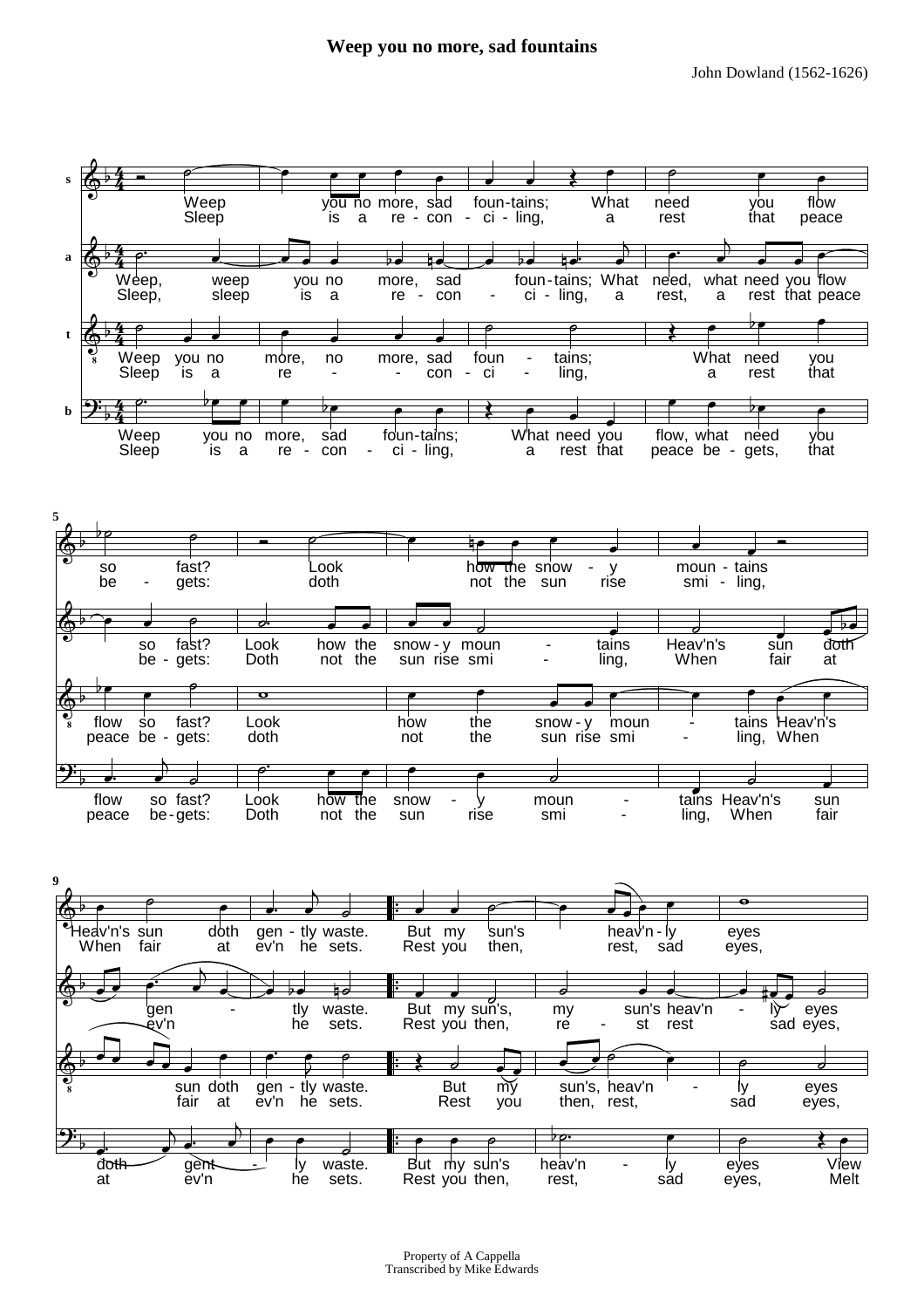# Weep you no more, sad fountains

John Dowland (1562-1626)

Property of A Cappella
Transcribed by Mike Edwards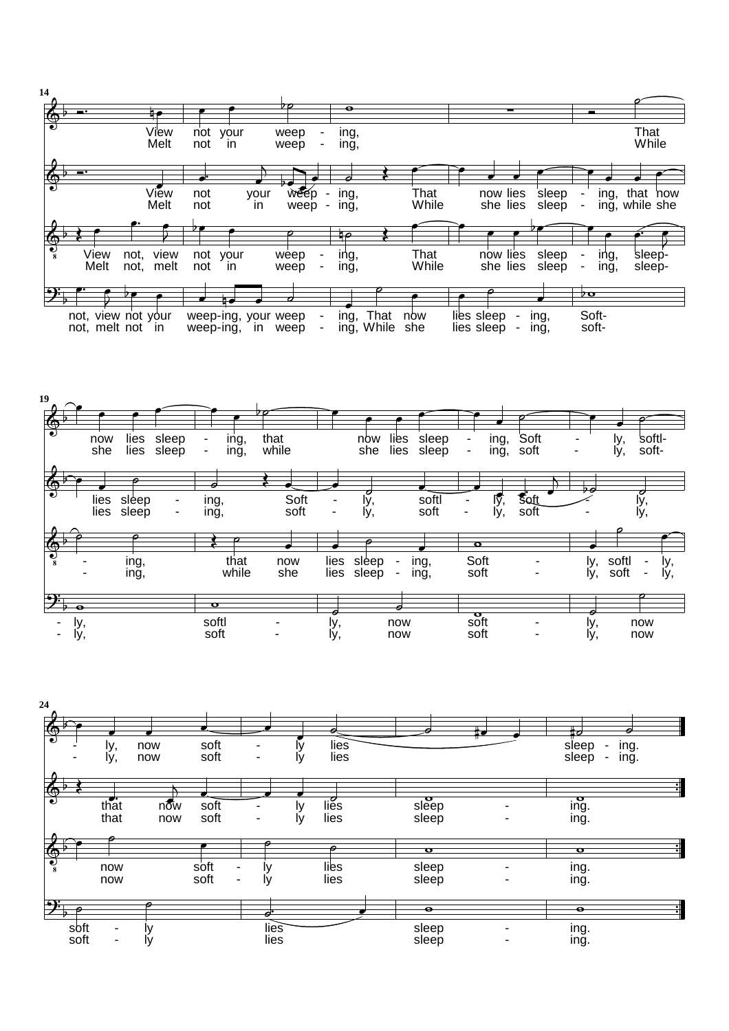14

View not your weep - ing, That
Melt not in weep - ing, While

View not your weep - ing, That now lies sleep - ing, that now
Melt not in weep - ing, While she lies sleep - ing, while she

View not, view not your weep - ing, That now lies sleep - ing, sleep-
Melt not, melt not in weep - ing, While she lies sleep - ing, sleep-

not, view not your weep-ing, your weep - ing, That now lies sleep - ing, Soft-
not, melt not in weep-ing, in weep - ing, While she lies sleep - ing, soft-

19

now lies sleep - ing, that now lies sleep - ing, Soft - ly, softl-
she lies sleep - ing, while she lies sleep - ing, soft - ly, soft-

lies sleep - ing, Soft - ly, softl - ly, Soft - ly,
lies sleep - ing, soft - ly, soft - ly, soft - ly,

- ing, that now lies sleep - ing, Soft - ly, softl - ly,
- ing, while she lies sleep - ing, soft - ly, soft - ly,

- ly, softl - ly, now soft - ly, now
- ly, soft - ly, now soft - ly, now

24

- ly, now soft - ly lies sleep - ing.
- ly, now soft - ly lies sleep - ing.

that now soft - ly lies sleep - ing.
that now soft - ly lies sleep - ing.

now soft - ly lies sleep - ing.
now soft - ly lies sleep - ing.

soft - ly lies sleep - ing.
soft - ly lies sleep - ing.